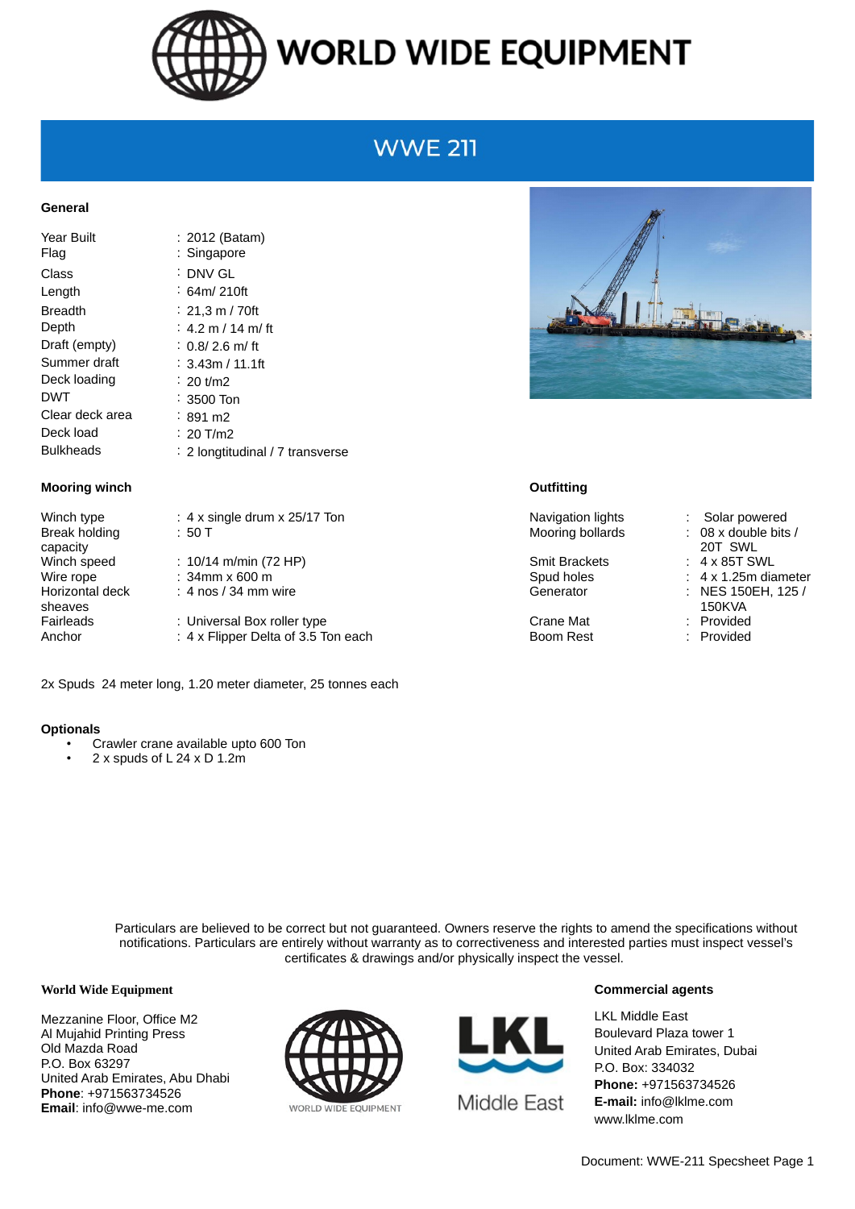# WORLD WIDE EQUIPMENT

## WWE 211

### General

| | |
|---|---|
| Year Built | : 2012 (Batam) |
| Flag | : Singapore |
| Class | : DNV GL |
| Length | : 64m/ 210ft |
| Breadth | : 21,3 m / 70ft |
| Depth | : 4.2 m / 14 m/ ft |
| Draft (empty) | : 0.8/ 2.6 m/ ft |
| Summer draft | : 3.43m / 11.1ft |
| Deck loading | : 20 t/m2 |
| DWT | : 3500 Ton |
| Clear deck area | : 891 m2 |
| Deck load | : 20 T/m2 |
| Bulkheads | : 2 longtitudinal / 7 transverse |

### Mooring winch

| | |
|---|---|
| Winch type | : 4 x single drum x 25/17 Ton |
| Break holding capacity | : 50 T |
| Winch speed | : 10/14 m/min (72 HP) |
| Wire rope | : 34mm x 600 m |
| Horizontal deck sheaves | : 4 nos / 34 mm wire |
| Fairleads | : Universal Box roller type |
| Anchor | : 4 x Flipper Delta of 3.5 Ton each |

### Outfitting

| | |
|---|---|
| Navigation lights | : Solar powered |
| Mooring bollards | : 08 x double bits / 20T SWL |
| Smit Brackets | : 4 x 85T SWL |
| Spud holes | : 4 x 1.25m diameter |
| Generator | : NES 150EH, 125 / 150KVA |
| Crane Mat | : Provided |
| Boom Rest | : Provided |

2x Spuds 24 meter long, 1.20 meter diameter, 25 tonnes each

### Optionals

- Crawler crane available upto 600 Ton
- 2 x spuds of L 24 x D 1.2m

Particulars are believed to be correct but not guaranteed. Owners reserve the rights to amend the specifications without notifications. Particulars are entirely without warranty as to correctiveness and interested parties must inspect vessel's certificates & drawings and/or physically inspect the vessel.

**World Wide Equipment**

Mezzanine Floor, Office M2
Al Mujahid Printing Press
Old Mazda Road
P.O. Box 63297
United Arab Emirates, Abu Dhabi
**Phone**: +971563734526
**Email**: info@wwe-me.com

WORLD WIDE EQUIPMENT

LKL Middle East

**Commercial agents**

LKL Middle East
Boulevard Plaza tower 1
United Arab Emirates, Dubai
P.O. Box: 334032
**Phone:** +971563734526
**E-mail:** info@lklme.com
www.lklme.com

Document: WWE-211 Specsheet Page 1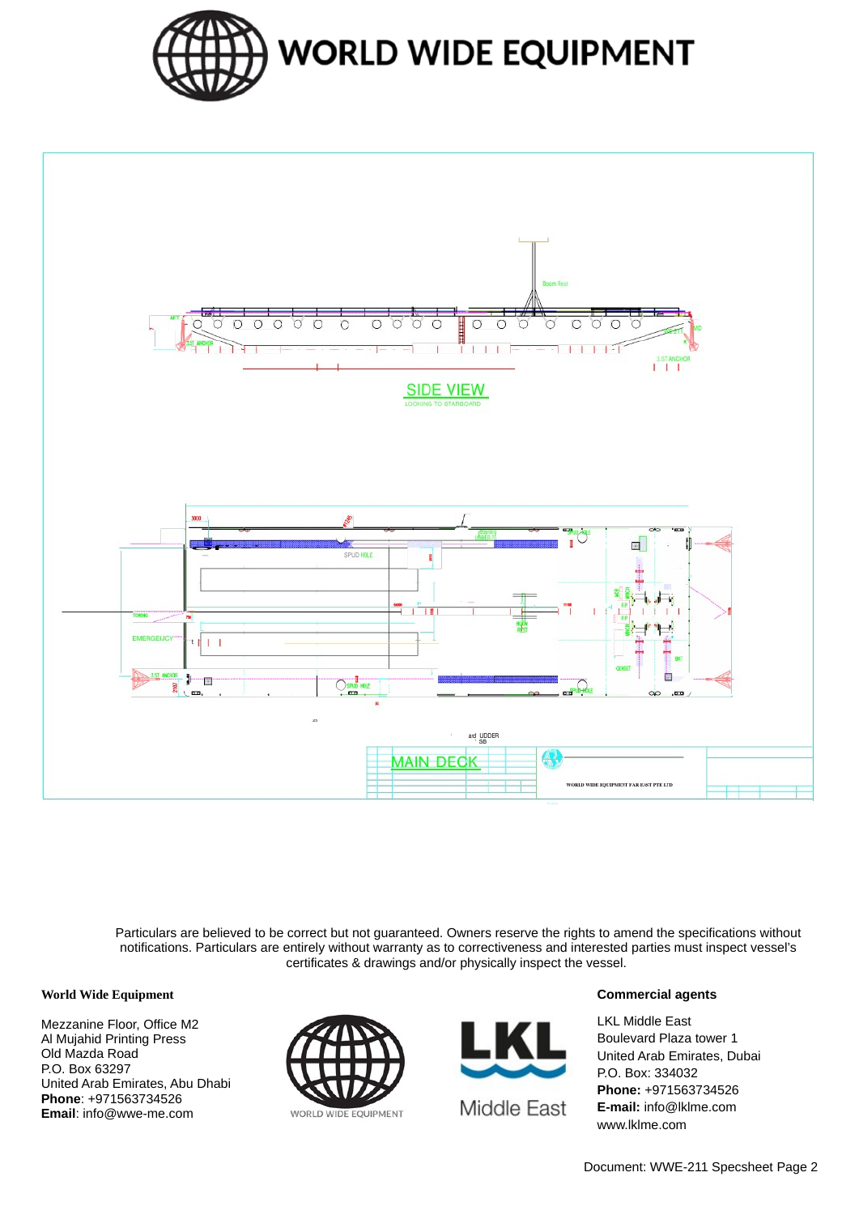# WORLD WIDE EQUIPMENT

SIDE VIEW

LOOKING TO STARBOARD

MAIN DECK

WORLD WIDE EQUIPMENT FAR EAST PTE LTD

Particulars are believed to be correct but not guaranteed. Owners reserve the rights to amend the specifications without notifications. Particulars are entirely without warranty as to correctiveness and interested parties must inspect vessel's certificates & drawings and/or physically inspect the vessel.

**World Wide Equipment**

Mezzanine Floor, Office M2
Al Mujahid Printing Press
Old Mazda Road
P.O. Box 63297
United Arab Emirates, Abu Dhabi
**Phone**: +971563734526
**Email**: info@wwe-me.com

WORLD WIDE EQUIPMENT

LKL Middle East

**Commercial agents**

LKL Middle East
Boulevard Plaza tower 1
United Arab Emirates, Dubai
P.O. Box: 334032
**Phone:** +971563734526
**E-mail:** info@lklme.com
www.lklme.com

Document: WWE-211 Specsheet Page 2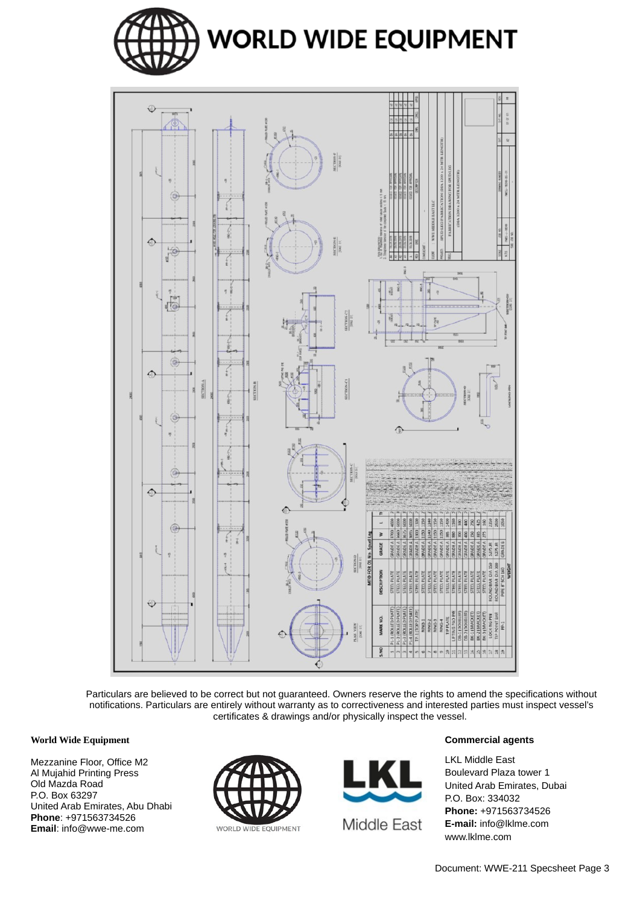# WORLD WIDE EQUIPMENT

Particulars are believed to be correct but not guaranteed. Owners reserve the rights to amend the specifications without notifications. Particulars are entirely without warranty as to correctiveness and interested parties must inspect vessel's certificates & drawings and/or physically inspect the vessel.

**World Wide Equipment**

Mezzanine Floor, Office M2
Al Mujahid Printing Press
Old Mazda Road
P.O. Box 63297
United Arab Emirates, Abu Dhabi
**Phone**: +971563734526
**Email**: info@wwe-me.com

WORLD WIDE EQUIPMENT

LKL Middle East

**Commercial agents**

LKL Middle East
Boulevard Plaza tower 1
United Arab Emirates, Dubai
P.O. Box: 334032
**Phone:** +971563734526
**E-mail:** info@lklme.com
www.lklme.com

Document: WWE-211 Specsheet Page 3